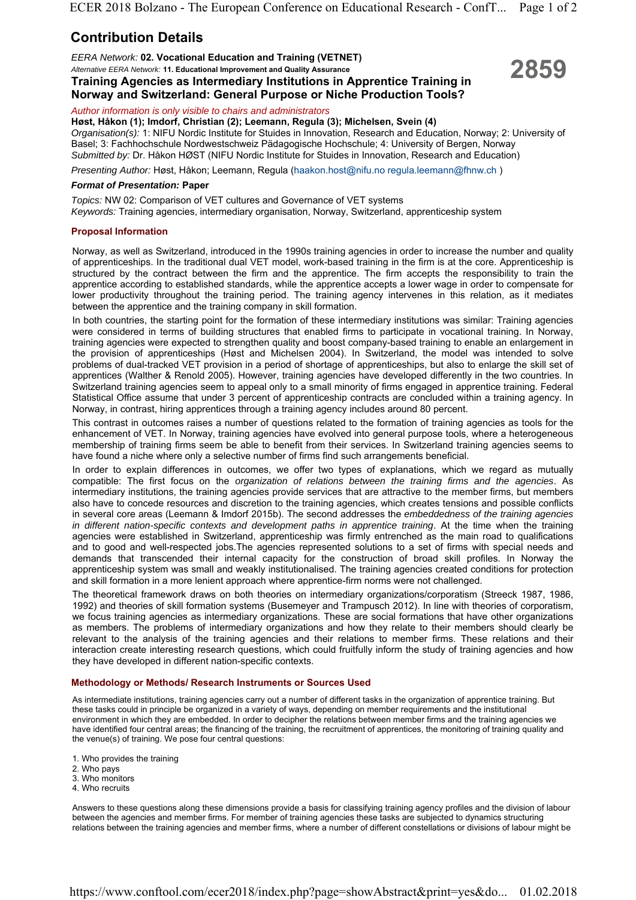# Contribution Details

*EERA Network:* **02. Vocational Education and Training (VETNET)**

*Alternative EERA Network:* **11. Educational Improvement and Quality Assurance**

**2859**

## Training Agencies as Intermediary Institutions in Apprentice Training in Norway and Switzerland: General Purpose or Niche Production Tools?

*Author information is only visible to chairs and administrators*

**Høst, Håkon (1); Imdorf, Christian (2); Leemann, Regula (3); Michelsen, Svein (4)**

*Organisation(s):* 1: NIFU Nordic Institute for Stuides in Innovation, Research and Education, Norway; 2: University of Basel; 3: Fachhochschule Nordwestschweiz Pädagogische Hochschule; 4: University of Bergen, Norway

*Submitted by:* Dr. Håkon HØST (NIFU Nordic Institute for Stuides in Innovation, Research and Education)

*Presenting Author:* Høst, Håkon; Leemann, Regula (haakon.host@nifu.no regula.leemann@fhnw.ch )

***Format of Presentation:*** **Paper**

*Topics:* NW 02: Comparison of VET cultures and Governance of VET systems

*Keywords:* Training agencies, intermediary organisation, Norway, Switzerland, apprenticeship system

### Proposal Information

Norway, as well as Switzerland, introduced in the 1990s training agencies in order to increase the number and quality of apprenticeships. In the traditional dual VET model, work-based training in the firm is at the core. Apprenticeship is structured by the contract between the firm and the apprentice. The firm accepts the responsibility to train the apprentice according to established standards, while the apprentice accepts a lower wage in order to compensate for lower productivity throughout the training period. The training agency intervenes in this relation, as it mediates between the apprentice and the training company in skill formation.

In both countries, the starting point for the formation of these intermediary institutions was similar: Training agencies were considered in terms of building structures that enabled firms to participate in vocational training. In Norway, training agencies were expected to strengthen quality and boost company-based training to enable an enlargement in the provision of apprenticeships (Høst and Michelsen 2004). In Switzerland, the model was intended to solve problems of dual-tracked VET provision in a period of shortage of apprenticeships, but also to enlarge the skill set of apprentices (Walther & Renold 2005). However, training agencies have developed differently in the two countries. In Switzerland training agencies seem to appeal only to a small minority of firms engaged in apprentice training. Federal Statistical Office assume that under 3 percent of apprenticeship contracts are concluded within a training agency. In Norway, in contrast, hiring apprentices through a training agency includes around 80 percent.

This contrast in outcomes raises a number of questions related to the formation of training agencies as tools for the enhancement of VET. In Norway, training agencies have evolved into general purpose tools, where a heterogeneous membership of training firms seem be able to benefit from their services. In Switzerland training agencies seems to have found a niche where only a selective number of firms find such arrangements beneficial.

In order to explain differences in outcomes, we offer two types of explanations, which we regard as mutually compatible: The first focus on the *organization of relations between the training firms and the agencies*. As intermediary institutions, the training agencies provide services that are attractive to the member firms, but members also have to concede resources and discretion to the training agencies, which creates tensions and possible conflicts in several core areas (Leemann & Imdorf 2015b). The second addresses the *embeddedness of the training agencies in different nation-specific contexts and development paths in apprentice training*. At the time when the training agencies were established in Switzerland, apprenticeship was firmly entrenched as the main road to qualifications and to good and well-respected jobs.The agencies represented solutions to a set of firms with special needs and demands that transcended their internal capacity for the construction of broad skill profiles. In Norway the apprenticeship system was small and weakly institutionalised. The training agencies created conditions for protection and skill formation in a more lenient approach where apprentice-firm norms were not challenged.

The theoretical framework draws on both theories on intermediary organizations/corporatism (Streeck 1987, 1986, 1992) and theories of skill formation systems (Busemeyer and Trampusch 2012). In line with theories of corporatism, we focus training agencies as intermediary organizations. These are social formations that have other organizations as members. The problems of intermediary organizations and how they relate to their members should clearly be relevant to the analysis of the training agencies and their relations to member firms. These relations and their interaction create interesting research questions, which could fruitfully inform the study of training agencies and how they have developed in different nation-specific contexts.

### Methodology or Methods/ Research Instruments or Sources Used

As intermediate institutions, training agencies carry out a number of different tasks in the organization of apprentice training. But these tasks could in principle be organized in a variety of ways, depending on member requirements and the institutional environment in which they are embedded. In order to decipher the relations between member firms and the training agencies we have identified four central areas; the financing of the training, the recruitment of apprentices, the monitoring of training quality and the venue(s) of training. We pose four central questions:

1. Who provides the training
2. Who pays
3. Who monitors
4. Who recruits

Answers to these questions along these dimensions provide a basis for classifying training agency profiles and the division of labour between the agencies and member firms. For member of training agencies these tasks are subjected to dynamics structuring relations between the training agencies and member firms, where a number of different constellations or divisions of labour might be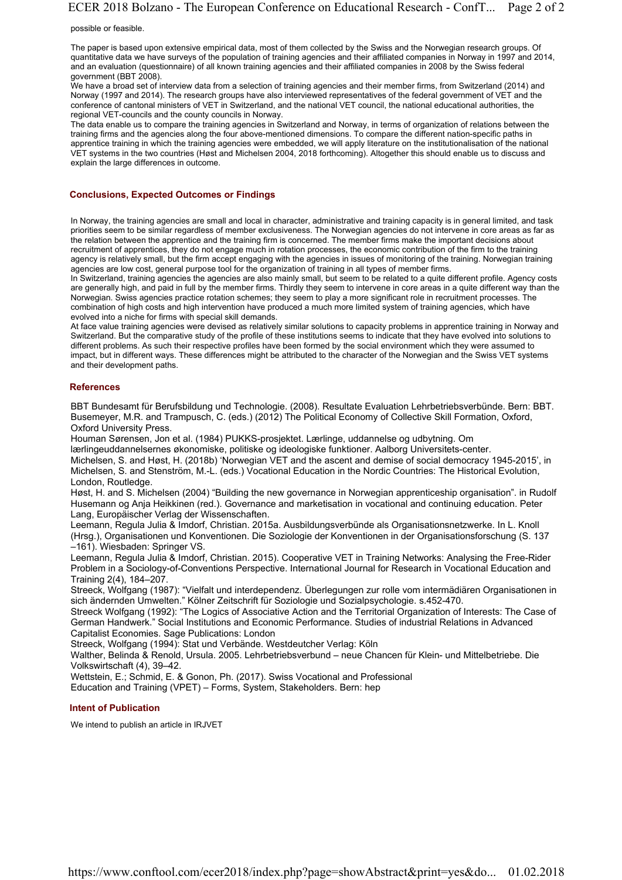possible or feasible.

The paper is based upon extensive empirical data, most of them collected by the Swiss and the Norwegian research groups. Of quantitative data we have surveys of the population of training agencies and their affiliated companies in Norway in 1997 and 2014, and an evaluation (questionnaire) of all known training agencies and their affiliated companies in 2008 by the Swiss federal government (BBT 2008).
We have a broad set of interview data from a selection of training agencies and their member firms, from Switzerland (2014) and Norway (1997 and 2014). The research groups have also interviewed representatives of the federal government of VET and the conference of cantonal ministers of VET in Switzerland, and the national VET council, the national educational authorities, the regional VET-councils and the county councils in Norway.
The data enable us to compare the training agencies in Switzerland and Norway, in terms of organization of relations between the training firms and the agencies along the four above-mentioned dimensions. To compare the different nation-specific paths in apprentice training in which the training agencies were embedded, we will apply literature on the institutionalisation of the national VET systems in the two countries (Høst and Michelsen 2004, 2018 forthcoming). Altogether this should enable us to discuss and explain the large differences in outcome.

## Conclusions, Expected Outcomes or Findings

In Norway, the training agencies are small and local in character, administrative and training capacity is in general limited, and task priorities seem to be similar regardless of member exclusiveness. The Norwegian agencies do not intervene in core areas as far as the relation between the apprentice and the training firm is concerned. The member firms make the important decisions about recruitment of apprentices, they do not engage much in rotation processes, the economic contribution of the firm to the training agency is relatively small, but the firm accept engaging with the agencies in issues of monitoring of the training. Norwegian training agencies are low cost, general purpose tool for the organization of training in all types of member firms.
In Switzerland, training agencies the agencies are also mainly small, but seem to be related to a quite different profile. Agency costs are generally high, and paid in full by the member firms. Thirdly they seem to intervene in core areas in a quite different way than the Norwegian. Swiss agencies practice rotation schemes; they seem to play a more significant role in recruitment processes. The combination of high costs and high intervention have produced a much more limited system of training agencies, which have evolved into a niche for firms with special skill demands.
At face value training agencies were devised as relatively similar solutions to capacity problems in apprentice training in Norway and Switzerland. But the comparative study of the profile of these institutions seems to indicate that they have evolved into solutions to different problems. As such their respective profiles have been formed by the social environment which they were assumed to impact, but in different ways. These differences might be attributed to the character of the Norwegian and the Swiss VET systems and their development paths.

## References

BBT Bundesamt für Berufsbildung und Technologie. (2008). Resultate Evaluation Lehrbetriebsverbünde. Bern: BBT.
Busemeyer, M.R. and Trampusch, C. (eds.) (2012) The Political Economy of Collective Skill Formation, Oxford, Oxford University Press.
Houman Sørensen, Jon et al. (1984) PUKKS-prosjektet. Lærlinge, uddannelse og udbytning. Om lærlingeuddannelsernes økonomiske, politiske og ideologiske funktioner. Aalborg Universitets-center.
Michelsen, S. and Høst, H. (2018b) 'Norwegian VET and the ascent and demise of social democracy 1945-2015', in Michelsen, S. and Stenström, M.-L. (eds.) Vocational Education in the Nordic Countries: The Historical Evolution, London, Routledge.
Høst, H. and S. Michelsen (2004) "Building the new governance in Norwegian apprenticeship organisation". in Rudolf Husemann og Anja Heikkinen (red.). Governance and marketisation in vocational and continuing education. Peter Lang, Europäischer Verlag der Wissenschaften.
Leemann, Regula Julia & Imdorf, Christian. 2015a. Ausbildungsverbünde als Organisationsnetzwerke. In L. Knoll (Hrsg.), Organisationen und Konventionen. Die Soziologie der Konventionen in der Organisationsforschung (S. 137 –161). Wiesbaden: Springer VS.
Leemann, Regula Julia & Imdorf, Christian. 2015). Cooperative VET in Training Networks: Analysing the Free-Rider Problem in a Sociology-of-Conventions Perspective. International Journal for Research in Vocational Education and Training 2(4), 184–207.
Streeck, Wolfgang (1987): "Vielfalt und interdependenz. Überlegungen zur rolle vom intermädiären Organisationen in sich ändernden Umwelten." Kölner Zeitschrift für Soziologie und Sozialpsychologie. s.452-470.
Streeck Wolfgang (1992): "The Logics of Associative Action and the Territorial Organization of Interests: The Case of German Handwerk." Social Institutions and Economic Performance. Studies of industrial Relations in Advanced Capitalist Economies. Sage Publications: London
Streeck, Wolfgang (1994): Stat und Verbände. Westdeutcher Verlag: Köln
Walther, Belinda & Renold, Ursula. 2005. Lehrbetriebsverbund – neue Chancen für Klein- und Mittelbetriebe. Die Volkswirtschaft (4), 39–42.
Wettstein, E.; Schmid, E. & Gonon, Ph. (2017). Swiss Vocational and Professional Education and Training (VPET) – Forms, System, Stakeholders. Bern: hep

## Intent of Publication

We intend to publish an article in IRJVET